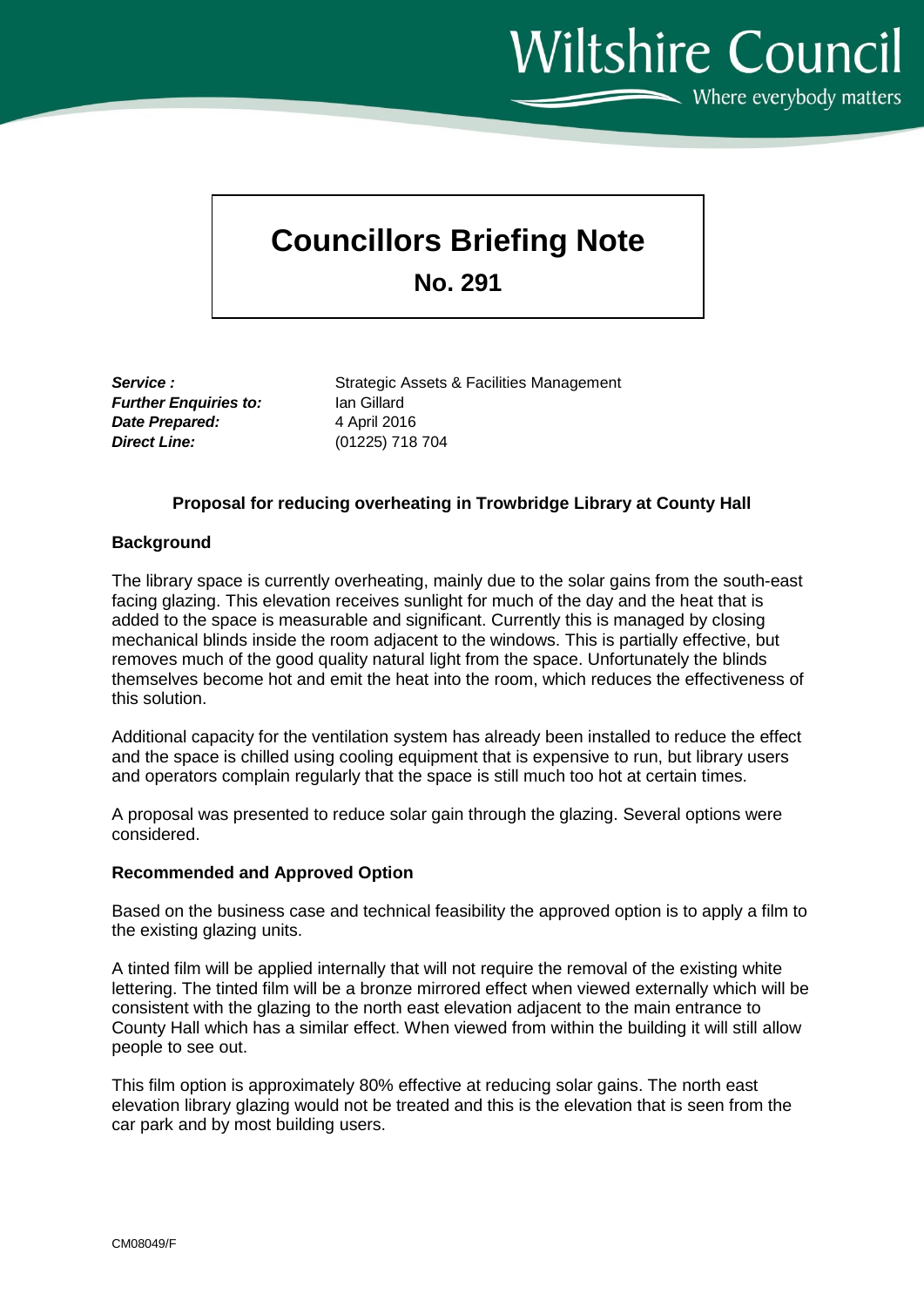# Councillors Briefing Note

## No. 291

***Service :*** Strategic Assets & Facilities Management
***Further Enquiries to:*** Ian Gillard
***Date Prepared:*** 4 April 2016
***Direct Line:*** (01225) 718 704

**Proposal for reducing overheating in Trowbridge Library at County Hall**

**Background**

The library space is currently overheating, mainly due to the solar gains from the south-east facing glazing. This elevation receives sunlight for much of the day and the heat that is added to the space is measurable and significant. Currently this is managed by closing mechanical blinds inside the room adjacent to the windows. This is partially effective, but removes much of the good quality natural light from the space. Unfortunately the blinds themselves become hot and emit the heat into the room, which reduces the effectiveness of this solution.

Additional capacity for the ventilation system has already been installed to reduce the effect and the space is chilled using cooling equipment that is expensive to run, but library users and operators complain regularly that the space is still much too hot at certain times.

A proposal was presented to reduce solar gain through the glazing. Several options were considered.

**Recommended and Approved Option**

Based on the business case and technical feasibility the approved option is to apply a film to the existing glazing units.

A tinted film will be applied internally that will not require the removal of the existing white lettering. The tinted film will be a bronze mirrored effect when viewed externally which will be consistent with the glazing to the north east elevation adjacent to the main entrance to County Hall which has a similar effect. When viewed from within the building it will still allow people to see out.

This film option is approximately 80% effective at reducing solar gains. The north east elevation library glazing would not be treated and this is the elevation that is seen from the car park and by most building users.

CM08049/F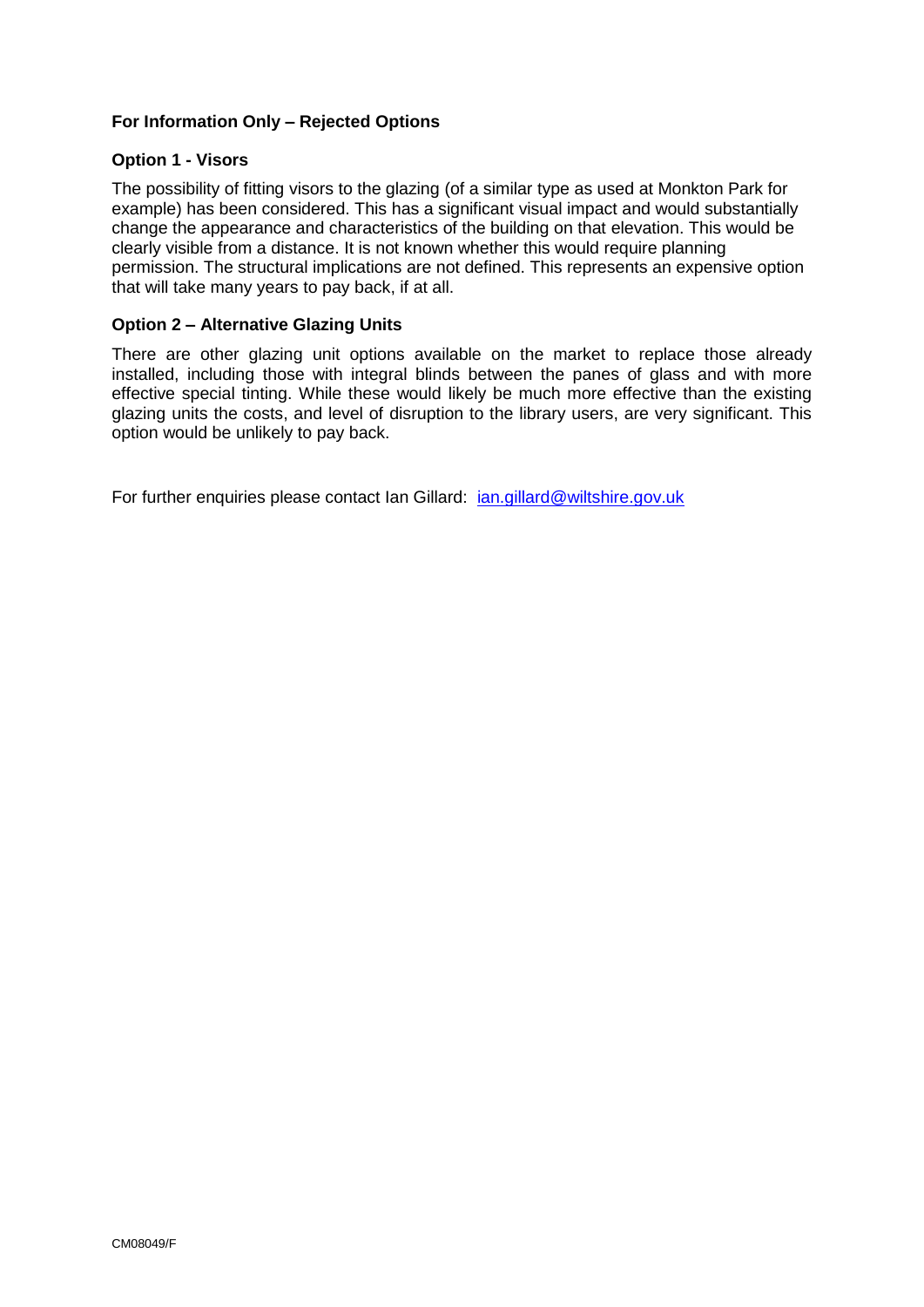**For Information Only – Rejected Options**

**Option 1 - Visors**

The possibility of fitting visors to the glazing (of a similar type as used at Monkton Park for example) has been considered. This has a significant visual impact and would substantially change the appearance and characteristics of the building on that elevation. This would be clearly visible from a distance. It is not known whether this would require planning permission. The structural implications are not defined. This represents an expensive option that will take many years to pay back, if at all.

**Option 2 – Alternative Glazing Units**

There are other glazing unit options available on the market to replace those already installed, including those with integral blinds between the panes of glass and with more effective special tinting. While these would likely be much more effective than the existing glazing units the costs, and level of disruption to the library users, are very significant. This option would be unlikely to pay back.

For further enquiries please contact Ian Gillard: ian.gillard@wiltshire.gov.uk

CM08049/F